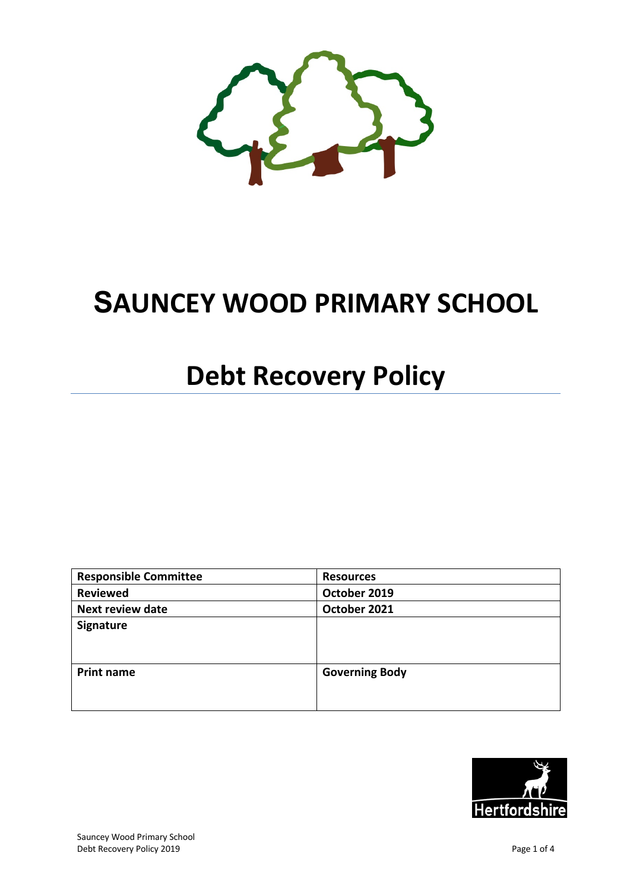# SAUNCEY WOOD PRIMARY SCHOOL

# Debt Recovery Policy

| | |
|---|---|
| **Responsible Committee** | **Resources** |
| **Reviewed** | **October 2019** |
| **Next review date** | **October 2021** |
| **Signature** | |
| **Print name** | **Governing Body** |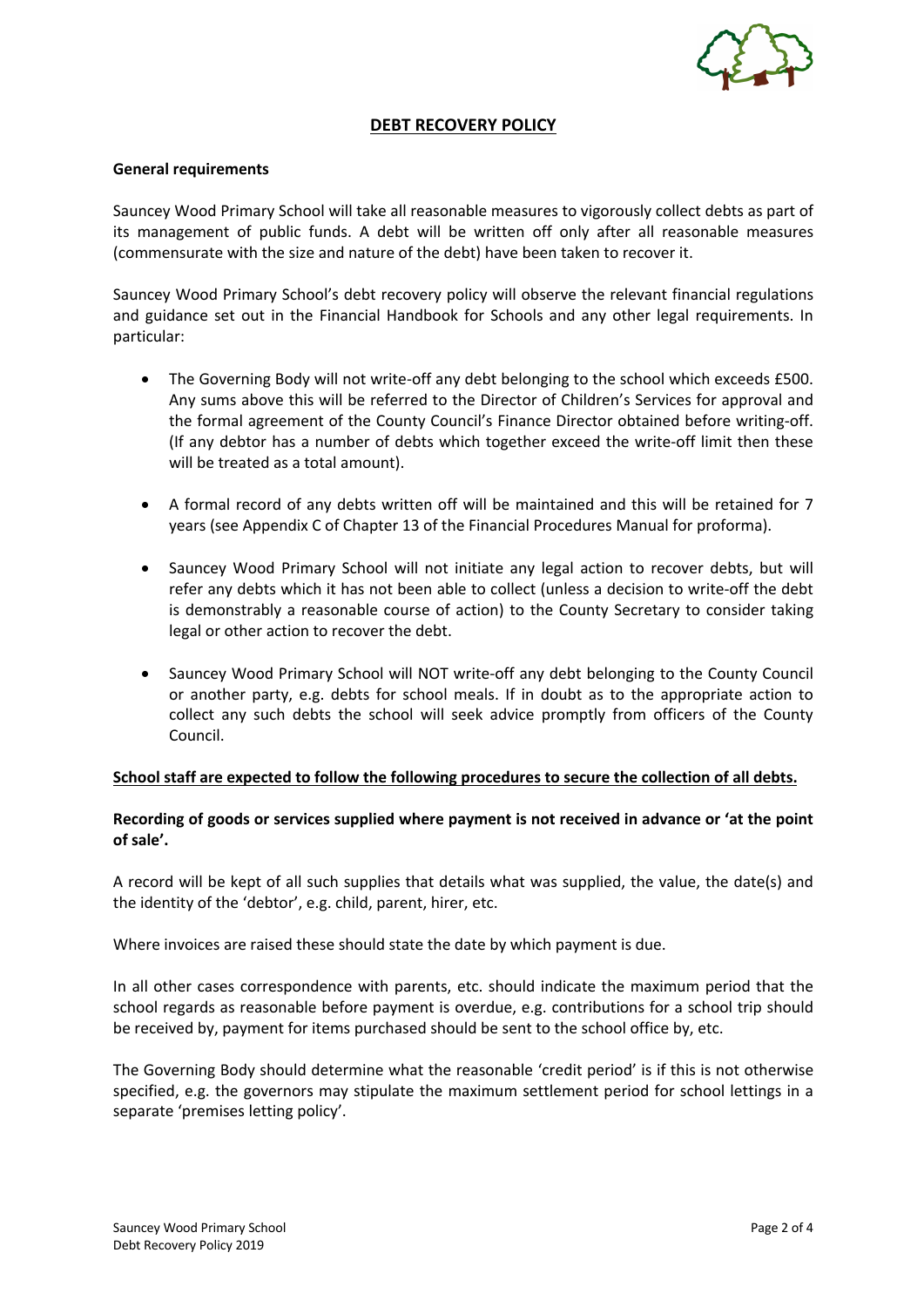## DEBT RECOVERY POLICY

**General requirements**

Sauncey Wood Primary School will take all reasonable measures to vigorously collect debts as part of its management of public funds. A debt will be written off only after all reasonable measures (commensurate with the size and nature of the debt) have been taken to recover it.

Sauncey Wood Primary School's debt recovery policy will observe the relevant financial regulations and guidance set out in the Financial Handbook for Schools and any other legal requirements. In particular:

- The Governing Body will not write-off any debt belonging to the school which exceeds £500. Any sums above this will be referred to the Director of Children's Services for approval and the formal agreement of the County Council's Finance Director obtained before writing-off. (If any debtor has a number of debts which together exceed the write-off limit then these will be treated as a total amount).

- A formal record of any debts written off will be maintained and this will be retained for 7 years (see Appendix C of Chapter 13 of the Financial Procedures Manual for proforma).

- Sauncey Wood Primary School will not initiate any legal action to recover debts, but will refer any debts which it has not been able to collect (unless a decision to write-off the debt is demonstrably a reasonable course of action) to the County Secretary to consider taking legal or other action to recover the debt.

- Sauncey Wood Primary School will NOT write-off any debt belonging to the County Council or another party, e.g. debts for school meals. If in doubt as to the appropriate action to collect any such debts the school will seek advice promptly from officers of the County Council.

**School staff are expected to follow the following procedures to secure the collection of all debts.**

**Recording of goods or services supplied where payment is not received in advance or 'at the point of sale'.**

A record will be kept of all such supplies that details what was supplied, the value, the date(s) and the identity of the 'debtor', e.g. child, parent, hirer, etc.

Where invoices are raised these should state the date by which payment is due.

In all other cases correspondence with parents, etc. should indicate the maximum period that the school regards as reasonable before payment is overdue, e.g. contributions for a school trip should be received by, payment for items purchased should be sent to the school office by, etc.

The Governing Body should determine what the reasonable 'credit period' is if this is not otherwise specified, e.g. the governors may stipulate the maximum settlement period for school lettings in a separate 'premises letting policy'.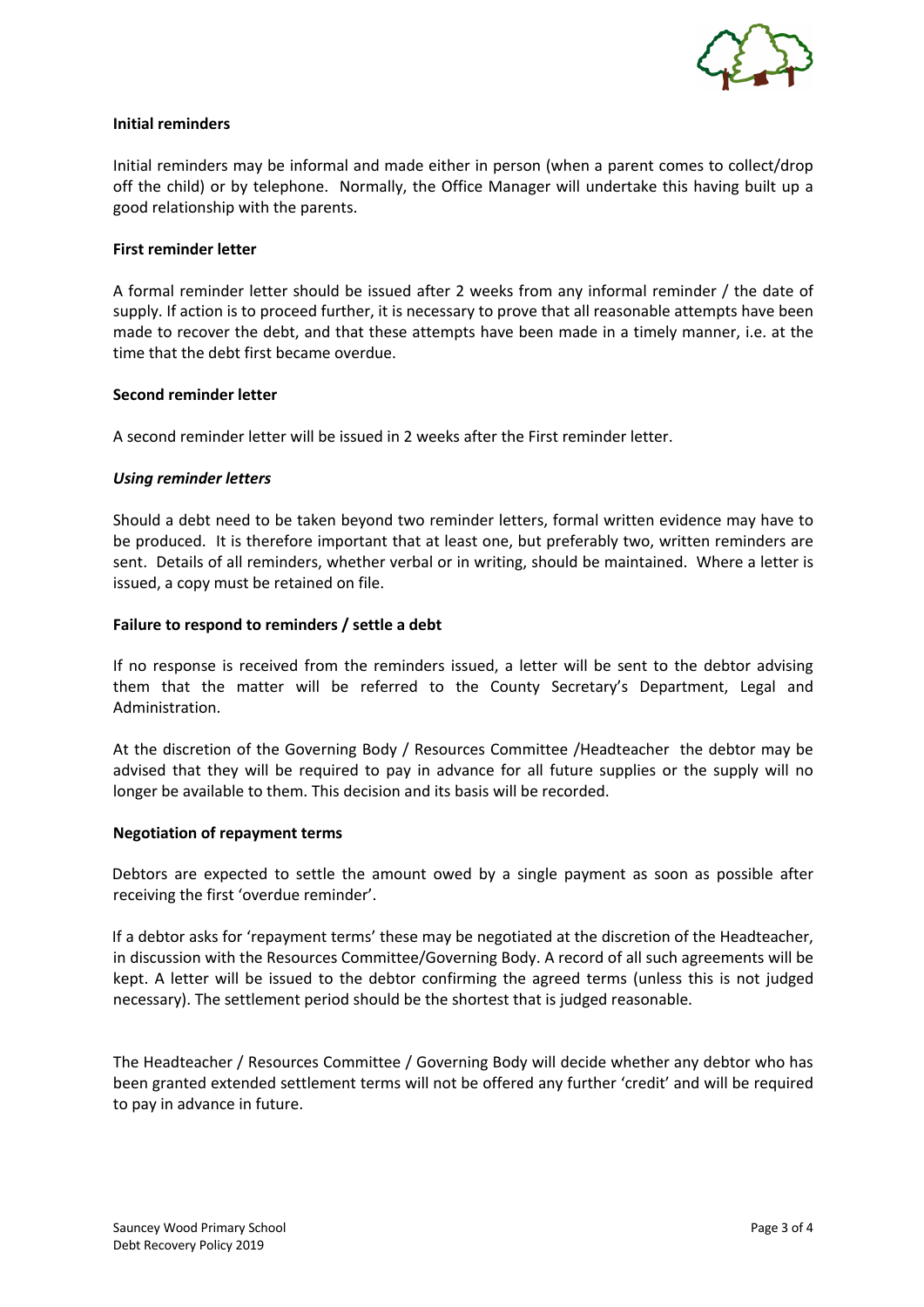**Initial reminders**

Initial reminders may be informal and made either in person (when a parent comes to collect/drop off the child) or by telephone. Normally, the Office Manager will undertake this having built up a good relationship with the parents.

**First reminder letter**

A formal reminder letter should be issued after 2 weeks from any informal reminder / the date of supply. If action is to proceed further, it is necessary to prove that all reasonable attempts have been made to recover the debt, and that these attempts have been made in a timely manner, i.e. at the time that the debt first became overdue.

**Second reminder letter**

A second reminder letter will be issued in 2 weeks after the First reminder letter.

***Using reminder letters***

Should a debt need to be taken beyond two reminder letters, formal written evidence may have to be produced. It is therefore important that at least one, but preferably two, written reminders are sent. Details of all reminders, whether verbal or in writing, should be maintained. Where a letter is issued, a copy must be retained on file.

**Failure to respond to reminders / settle a debt**

If no response is received from the reminders issued, a letter will be sent to the debtor advising them that the matter will be referred to the County Secretary's Department, Legal and Administration.

At the discretion of the Governing Body / Resources Committee /Headteacher the debtor may be advised that they will be required to pay in advance for all future supplies or the supply will no longer be available to them. This decision and its basis will be recorded.

**Negotiation of repayment terms**

Debtors are expected to settle the amount owed by a single payment as soon as possible after receiving the first 'overdue reminder'.

If a debtor asks for 'repayment terms' these may be negotiated at the discretion of the Headteacher, in discussion with the Resources Committee/Governing Body. A record of all such agreements will be kept. A letter will be issued to the debtor confirming the agreed terms (unless this is not judged necessary). The settlement period should be the shortest that is judged reasonable.

The Headteacher / Resources Committee / Governing Body will decide whether any debtor who has been granted extended settlement terms will not be offered any further 'credit' and will be required to pay in advance in future.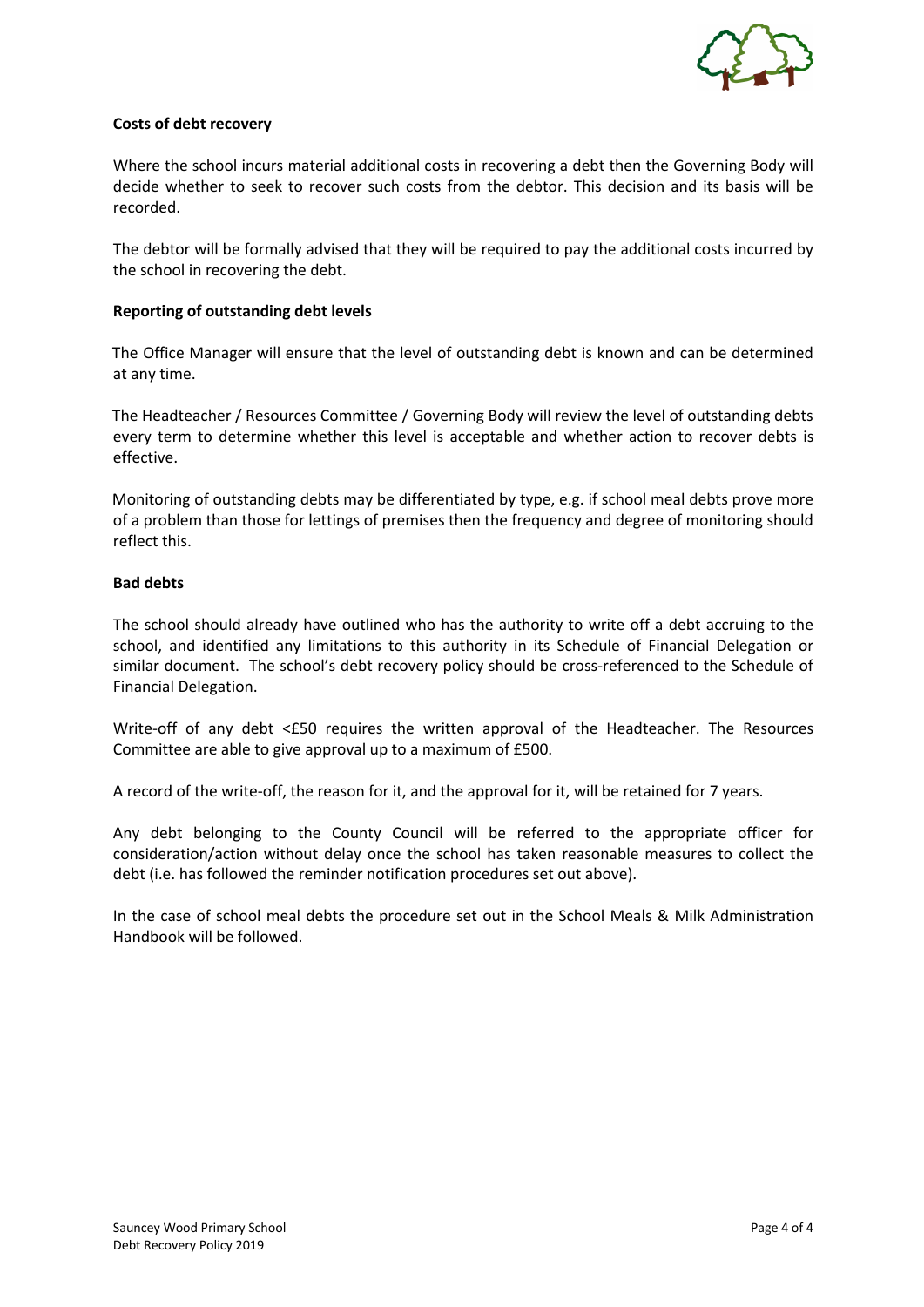**Costs of debt recovery**

Where the school incurs material additional costs in recovering a debt then the Governing Body will decide whether to seek to recover such costs from the debtor. This decision and its basis will be recorded.

The debtor will be formally advised that they will be required to pay the additional costs incurred by the school in recovering the debt.

**Reporting of outstanding debt levels**

The Office Manager will ensure that the level of outstanding debt is known and can be determined at any time.

The Headteacher / Resources Committee / Governing Body will review the level of outstanding debts every term to determine whether this level is acceptable and whether action to recover debts is effective.

Monitoring of outstanding debts may be differentiated by type, e.g. if school meal debts prove more of a problem than those for lettings of premises then the frequency and degree of monitoring should reflect this.

**Bad debts**

The school should already have outlined who has the authority to write off a debt accruing to the school, and identified any limitations to this authority in its Schedule of Financial Delegation or similar document. The school's debt recovery policy should be cross-referenced to the Schedule of Financial Delegation.

Write-off of any debt <£50 requires the written approval of the Headteacher. The Resources Committee are able to give approval up to a maximum of £500.

A record of the write-off, the reason for it, and the approval for it, will be retained for 7 years.

Any debt belonging to the County Council will be referred to the appropriate officer for consideration/action without delay once the school has taken reasonable measures to collect the debt (i.e. has followed the reminder notification procedures set out above).

In the case of school meal debts the procedure set out in the School Meals & Milk Administration Handbook will be followed.